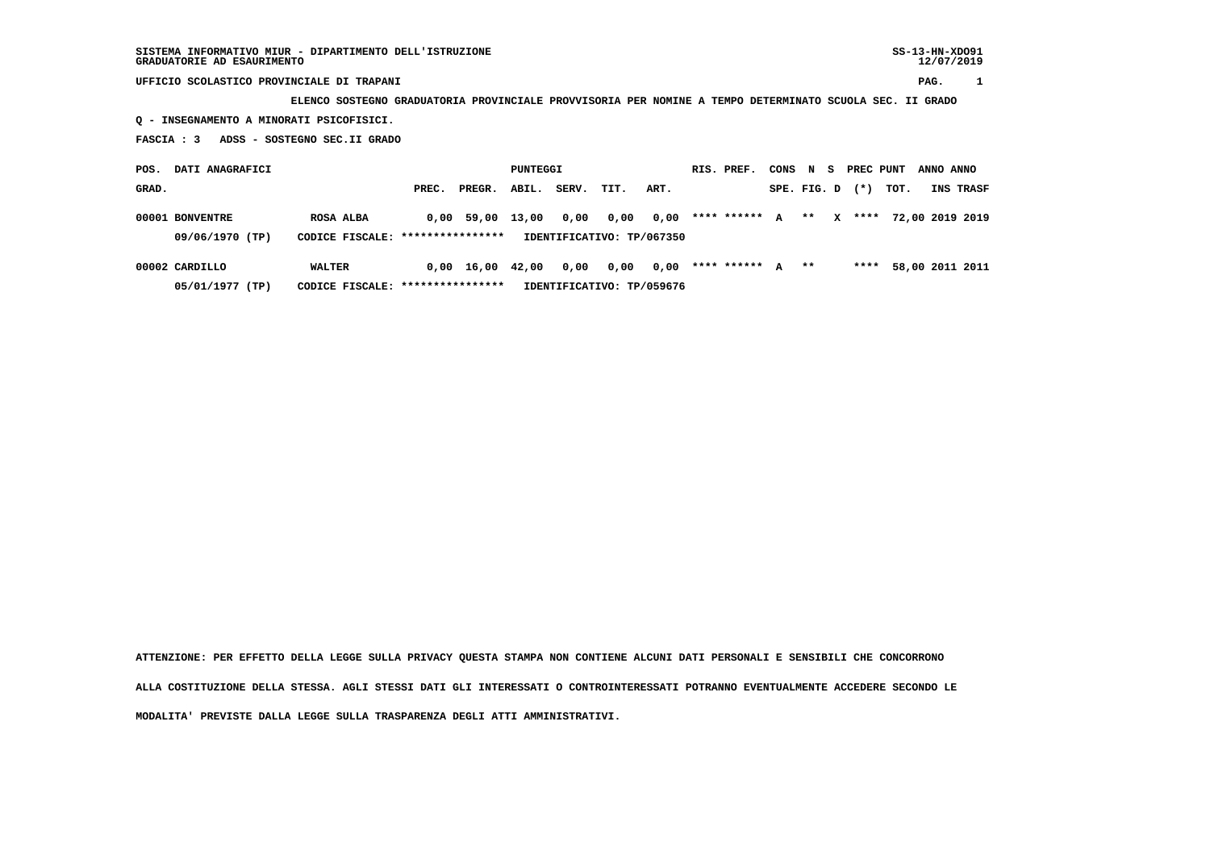SISTEMA INFORMATIVO MIUR - DIPARTIMENTO DELL'ISTRUZIONE
GRADUATORIE AD ESAURIMENTO

SS-13-HN-XDO91
12/07/2019

UFFICIO SCOLASTICO PROVINCIALE DI TRAPANI

ELENCO SOSTEGNO GRADUATORIA PROVINCIALE PROVVISORIA PER NOMINE A TEMPO DETERMINATO SCUOLA SEC. II GRADO

Q - INSEGNAMENTO A MINORATI PSICOFISICI.

FASCIA : 3 ADSS - SOSTEGNO SEC.II GRADO

| POS. GRAD. | DATI ANAGRAFICI | | PREC. | PREGR. | ABIL. | SERV. | TIT. | ART. | RIS. | PREF. | CONS SPE. | N FIG. | S D | PREC (*) | PUNT TOT. | ANNO INS | ANNO TRASF |
|---|---|---|---|---|---|---|---|---|---|---|---|---|---|---|---|---|---|
| 00001 | BONVENTRE | ROSA ALBA | 0,00 | 59,00 | 13,00 | 0,00 | 0,00 | 0,00 | **** | ****** | A | ** | X | **** | 72,00 | 2019 | 2019 |
| | 09/06/1970 (TP) | CODICE FISCALE: **************** | IDENTIFICATIVO: TP/067350 | | | | | | | | | | | | | | |
| 00002 | CARDILLO | WALTER | 0,00 | 16,00 | 42,00 | 0,00 | 0,00 | 0,00 | **** | ****** | A | ** | | **** | 58,00 | 2011 | 2011 |
| | 05/01/1977 (TP) | CODICE FISCALE: **************** | IDENTIFICATIVO: TP/059676 | | | | | | | | | | | | | | |

ATTENZIONE: PER EFFETTO DELLA LEGGE SULLA PRIVACY QUESTA STAMPA NON CONTIENE ALCUNI DATI PERSONALI E SENSIBILI CHE CONCORRONO ALLA COSTITUZIONE DELLA STESSA. AGLI STESSI DATI GLI INTERESSATI O CONTROINTERESSATI POTRANNO EVENTUALMENTE ACCEDERE SECONDO LE MODALITA' PREVISTE DALLA LEGGE SULLA TRASPARENZA DEGLI ATTI AMMINISTRATIVI.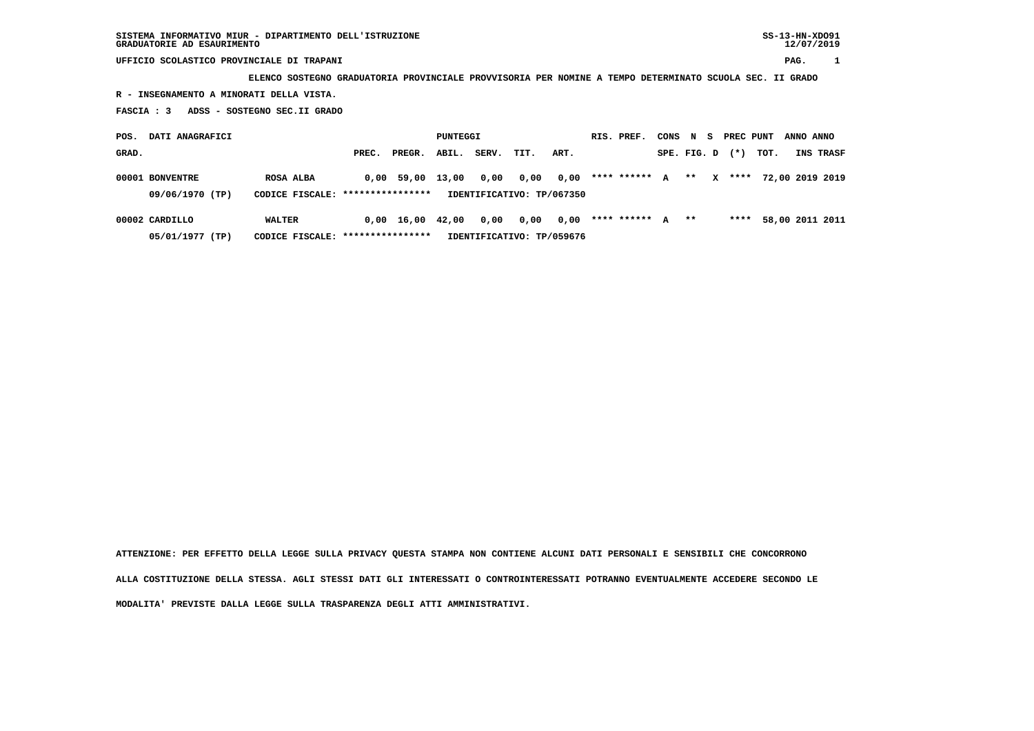SISTEMA INFORMATIVO MIUR - DIPARTIMENTO DELL'ISTRUZIONE
GRADUATORIE AD ESAURIMENTO

UFFICIO SCOLASTICO PROVINCIALE DI TRAPANI

**ELENCO SOSTEGNO GRADUATORIA PROVINCIALE PROVVISORIA PER NOMINE A TEMPO DETERMINATO SCUOLA SEC. II GRADO**

**R - INSEGNAMENTO A MINORATI DELLA VISTA.**

**FASCIA : 3 ADSS - SOSTEGNO SEC.II GRADO**

| POS. GRAD. | DATI ANAGRAFICI | | PREC. | PREGR. | ABIL. | SERV. | TIT. | ART. | RIS. | PREF. | CONS SPE. | N FIG. | S D | PREC (*) | PUNT TOT. | ANNO INS | ANNO TRASF |
|---|---|---|---|---|---|---|---|---|---|---|---|---|---|---|---|---|---|
| 00001 | BONVENTRE | ROSA ALBA | 0,00 | 59,00 | 13,00 | 0,00 | 0,00 | 0,00 | **** | ****** | A | ** | X | **** | 72,00 | 2019 | 2019 |
| | 09/06/1970 (TP) | CODICE FISCALE: **************** | IDENTIFICATIVO: TP/067350 | | | | | | | | | | | | | | |
| 00002 | CARDILLO | WALTER | 0,00 | 16,00 | 42,00 | 0,00 | 0,00 | 0,00 | **** | ****** | A | ** | | **** | 58,00 | 2011 | 2011 |
| | 05/01/1977 (TP) | CODICE FISCALE: **************** | IDENTIFICATIVO: TP/059676 | | | | | | | | | | | | | | |

**ATTENZIONE: PER EFFETTO DELLA LEGGE SULLA PRIVACY QUESTA STAMPA NON CONTIENE ALCUNI DATI PERSONALI E SENSIBILI CHE CONCORRONO ALLA COSTITUZIONE DELLA STESSA. AGLI STESSI DATI GLI INTERESSATI O CONTROINTERESSATI POTRANNO EVENTUALMENTE ACCEDERE SECONDO LE MODALITA' PREVISTE DALLA LEGGE SULLA TRASPARENZA DEGLI ATTI AMMINISTRATIVI.**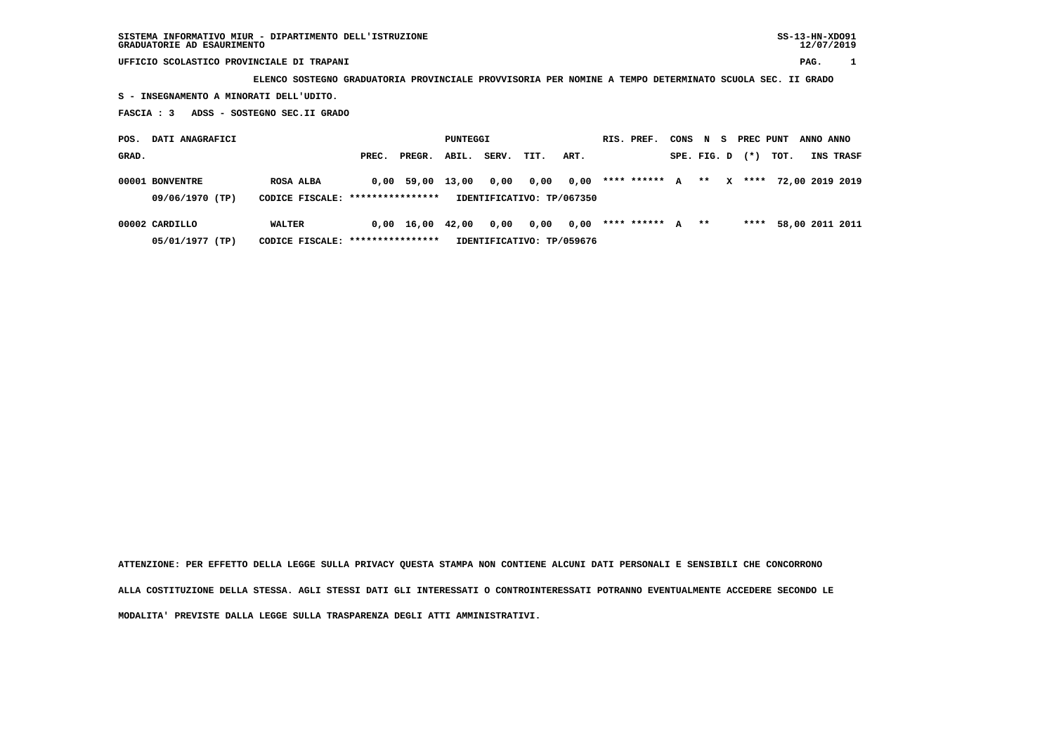SISTEMA INFORMATIVO MIUR - DIPARTIMENTO DELL'ISTRUZIONE
GRADUATORIE AD ESAURIMENTO

SS-13-HN-XDO91
12/07/2019

UFFICIO SCOLASTICO PROVINCIALE DI TRAPANI

**ELENCO SOSTEGNO GRADUATORIA PROVINCIALE PROVVISORIA PER NOMINE A TEMPO DETERMINATO SCUOLA SEC. II GRADO**

**S - INSEGNAMENTO A MINORATI DELL'UDITO.**

**FASCIA : 3 ADSS - SOSTEGNO SEC.II GRADO**

| POS. GRAD. | DATI ANAGRAFICI | | PUNTEGGI PREC. | PREGR. | ABIL. | SERV. | TIT. | ART. | RIS. PREF. | CONS SPE. | N FIG. | S D | PREC (*) | PUNT TOT. | ANNO INS | ANNO TRASF |
|---|---|---|---|---|---|---|---|---|---|---|---|---|---|---|---|---|
| 00001 | BONVENTRE | ROSA ALBA | 0,00 | 59,00 | 13,00 | 0,00 | 0,00 | 0,00 | **** ****** | A | ** | X | **** | 72,00 | 2019 | 2019 |
| | 09/06/1970 (TP) | CODICE FISCALE: **************** | IDENTIFICATIVO: TP/067350 | | | | | | | | | | | | | |
| 00002 | CARDILLO | WALTER | 0,00 | 16,00 | 42,00 | 0,00 | 0,00 | 0,00 | **** ****** | A | ** | | **** | 58,00 | 2011 | 2011 |
| | 05/01/1977 (TP) | CODICE FISCALE: **************** | IDENTIFICATIVO: TP/059676 | | | | | | | | | | | | | |

**ATTENZIONE: PER EFFETTO DELLA LEGGE SULLA PRIVACY QUESTA STAMPA NON CONTIENE ALCUNI DATI PERSONALI E SENSIBILI CHE CONCORRONO ALLA COSTITUZIONE DELLA STESSA. AGLI STESSI DATI GLI INTERESSATI O CONTROINTERESSATI POTRANNO EVENTUALMENTE ACCEDERE SECONDO LE MODALITA' PREVISTE DALLA LEGGE SULLA TRASPARENZA DEGLI ATTI AMMINISTRATIVI.**